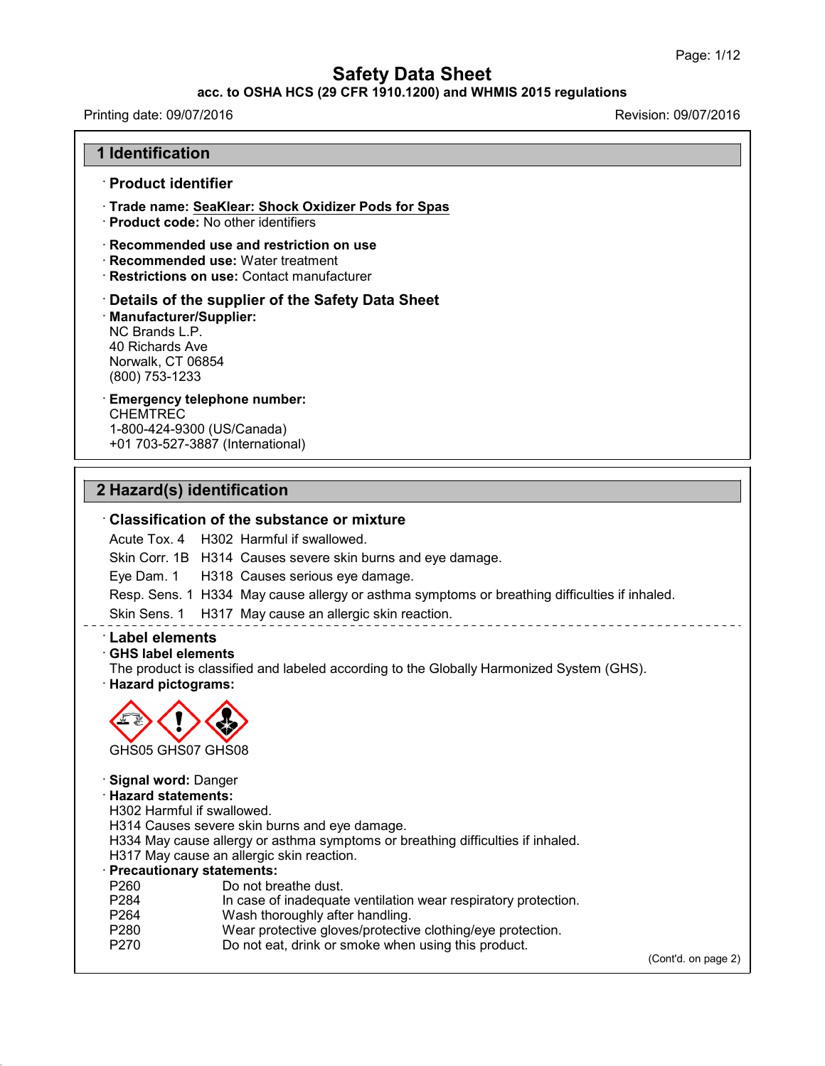# Safety Data Sheet

**acc. to OSHA HCS (29 CFR 1910.1200) and WHMIS 2015 regulations**

Printing date: 09/07/2016 Revision: 09/07/2016

## 1 Identification

### · Product identifier

· **Trade name: SeaKlear: Shock Oxidizer Pods for Spas**
· **Product code:** No other identifiers

· **Recommended use and restriction on use**
· **Recommended use:** Water treatment
· **Restrictions on use:** Contact manufacturer

### · Details of the supplier of the Safety Data Sheet

· **Manufacturer/Supplier:**
NC Brands L.P.
40 Richards Ave
Norwalk, CT 06854
(800) 753-1233

· **Emergency telephone number:**
CHEMTREC
1-800-424-9300 (US/Canada)
+01 703-527-3887 (International)

## 2 Hazard(s) identification

### · Classification of the substance or mixture

| | | |
|---|---|---|
| Acute Tox. 4 | H302 | Harmful if swallowed. |
| Skin Corr. 1B | H314 | Causes severe skin burns and eye damage. |
| Eye Dam. 1 | H318 | Causes serious eye damage. |
| Resp. Sens. 1 | H334 | May cause allergy or asthma symptoms or breathing difficulties if inhaled. |
| Skin Sens. 1 | H317 | May cause an allergic skin reaction. |

### · Label elements

· **GHS label elements**
The product is classified and labeled according to the Globally Harmonized System (GHS).
· **Hazard pictograms:**

GHS05 GHS07 GHS08

· **Signal word:** Danger
· **Hazard statements:**
H302 Harmful if swallowed.
H314 Causes severe skin burns and eye damage.
H334 May cause allergy or asthma symptoms or breathing difficulties if inhaled.
H317 May cause an allergic skin reaction.
· **Precautionary statements:**

| | |
|---|---|
| P260 | Do not breathe dust. |
| P284 | In case of inadequate ventilation wear respiratory protection. |
| P264 | Wash thoroughly after handling. |
| P280 | Wear protective gloves/protective clothing/eye protection. |
| P270 | Do not eat, drink or smoke when using this product. |

(Cont'd. on page 2)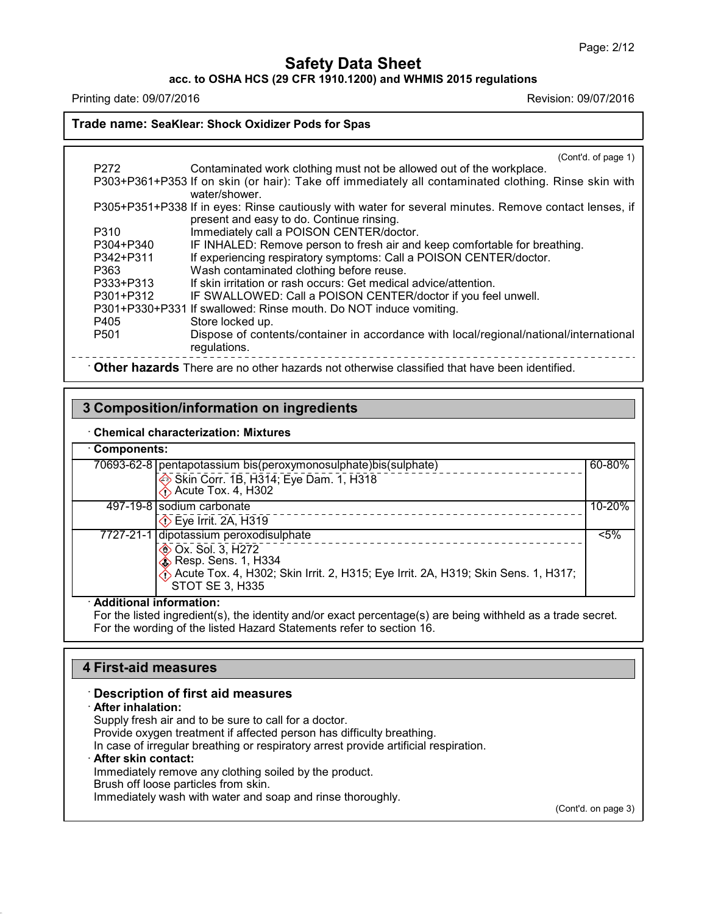**Trade name: SeaKlear: Shock Oxidizer Pods for Spas**

(Cont'd. of page 1)

| | |
|---|---|
| P272 | Contaminated work clothing must not be allowed out of the workplace. |
| P303+P361+P353 | If on skin (or hair): Take off immediately all contaminated clothing. Rinse skin with water/shower. |
| P305+P351+P338 | If in eyes: Rinse cautiously with water for several minutes. Remove contact lenses, if present and easy to do. Continue rinsing. |
| P310 | Immediately call a POISON CENTER/doctor. |
| P304+P340 | IF INHALED: Remove person to fresh air and keep comfortable for breathing. |
| P342+P311 | If experiencing respiratory symptoms: Call a POISON CENTER/doctor. |
| P363 | Wash contaminated clothing before reuse. |
| P333+P313 | If skin irritation or rash occurs: Get medical advice/attention. |
| P301+P312 | IF SWALLOWED: Call a POISON CENTER/doctor if you feel unwell. |
| P301+P330+P331 | If swallowed: Rinse mouth. Do NOT induce vomiting. |
| P405 | Store locked up. |
| P501 | Dispose of contents/container in accordance with local/regional/national/international regulations. |

· **Other hazards** There are no other hazards not otherwise classified that have been identified.

## 3 Composition/information on ingredients

· **Chemical characterization: Mixtures**

· **Components:**

| | | |
|---|---|---|
| 70693-62-8 | pentapotassium bis(peroxymonosulphate)bis(sulphate)<br>Skin Corr. 1B, H314; Eye Dam. 1, H318<br>Acute Tox. 4, H302 | 60-80% |
| 497-19-8 | sodium carbonate<br>Eye Irrit. 2A, H319 | 10-20% |
| 7727-21-1 | dipotassium peroxodisulphate<br>Ox. Sol. 3, H272<br>Resp. Sens. 1, H334<br>Acute Tox. 4, H302; Skin Irrit. 2, H315; Eye Irrit. 2A, H319; Skin Sens. 1, H317; STOT SE 3, H335 | <5% |

· **Additional information:**
For the listed ingredient(s), the identity and/or exact percentage(s) are being withheld as a trade secret.
For the wording of the listed Hazard Statements refer to section 16.

## 4 First-aid measures

· **Description of first aid measures**

· **After inhalation:**
Supply fresh air and to be sure to call for a doctor.
Provide oxygen treatment if affected person has difficulty breathing.
In case of irregular breathing or respiratory arrest provide artificial respiration.

· **After skin contact:**
Immediately remove any clothing soiled by the product.
Brush off loose particles from skin.
Immediately wash with water and soap and rinse thoroughly.

(Cont'd. on page 3)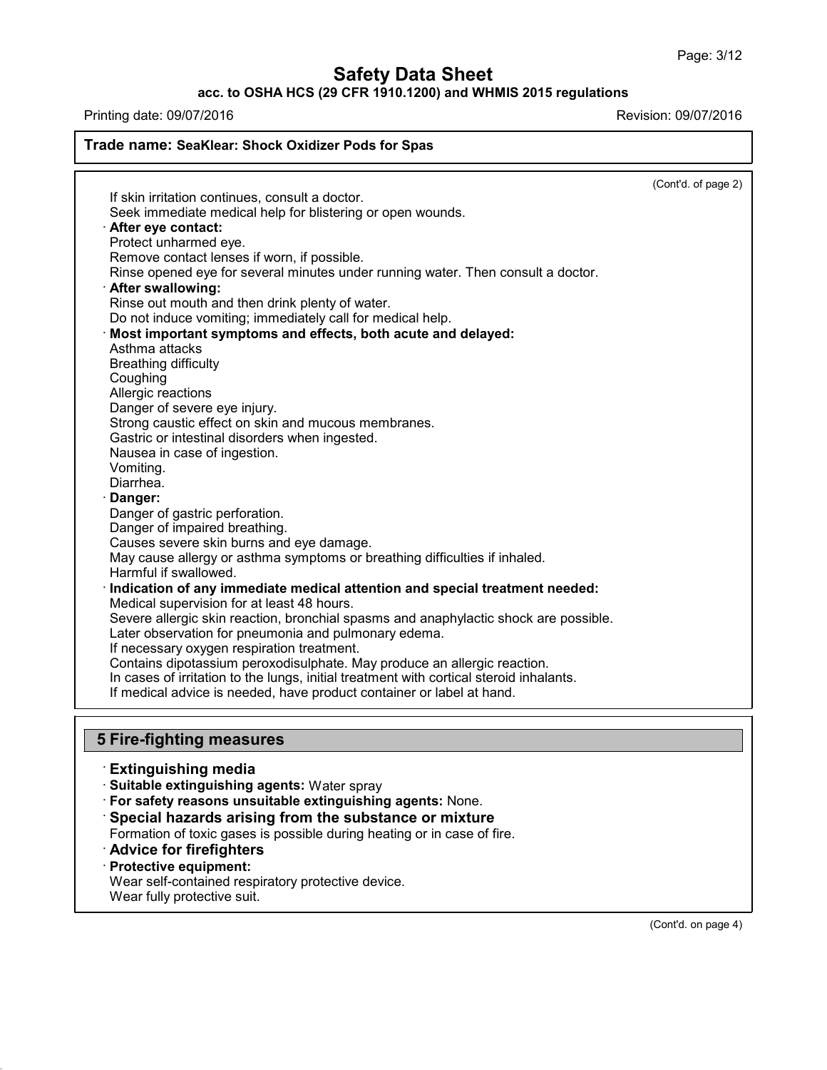(Cont'd. of page 2)

If skin irritation continues, consult a doctor.
Seek immediate medical help for blistering or open wounds.

· **After eye contact:**
Protect unharmed eye.
Remove contact lenses if worn, if possible.
Rinse opened eye for several minutes under running water. Then consult a doctor.

· **After swallowing:**
Rinse out mouth and then drink plenty of water.
Do not induce vomiting; immediately call for medical help.

· **Most important symptoms and effects, both acute and delayed:**
Asthma attacks
Breathing difficulty
Coughing
Allergic reactions
Danger of severe eye injury.
Strong caustic effect on skin and mucous membranes.
Gastric or intestinal disorders when ingested.
Nausea in case of ingestion.
Vomiting.
Diarrhea.

· **Danger:**
Danger of gastric perforation.
Danger of impaired breathing.
Causes severe skin burns and eye damage.
May cause allergy or asthma symptoms or breathing difficulties if inhaled.
Harmful if swallowed.

· **Indication of any immediate medical attention and special treatment needed:**
Medical supervision for at least 48 hours.
Severe allergic skin reaction, bronchial spasms and anaphylactic shock are possible.
Later observation for pneumonia and pulmonary edema.
If necessary oxygen respiration treatment.
Contains dipotassium peroxodisulphate. May produce an allergic reaction.
In cases of irritation to the lungs, initial treatment with cortical steroid inhalants.
If medical advice is needed, have product container or label at hand.

## 5 Fire-fighting measures

· **Extinguishing media**
· **Suitable extinguishing agents:** Water spray
· **For safety reasons unsuitable extinguishing agents:** None.
· **Special hazards arising from the substance or mixture**
Formation of toxic gases is possible during heating or in case of fire.
· **Advice for firefighters**
· **Protective equipment:**
Wear self-contained respiratory protective device.
Wear fully protective suit.

(Cont'd. on page 4)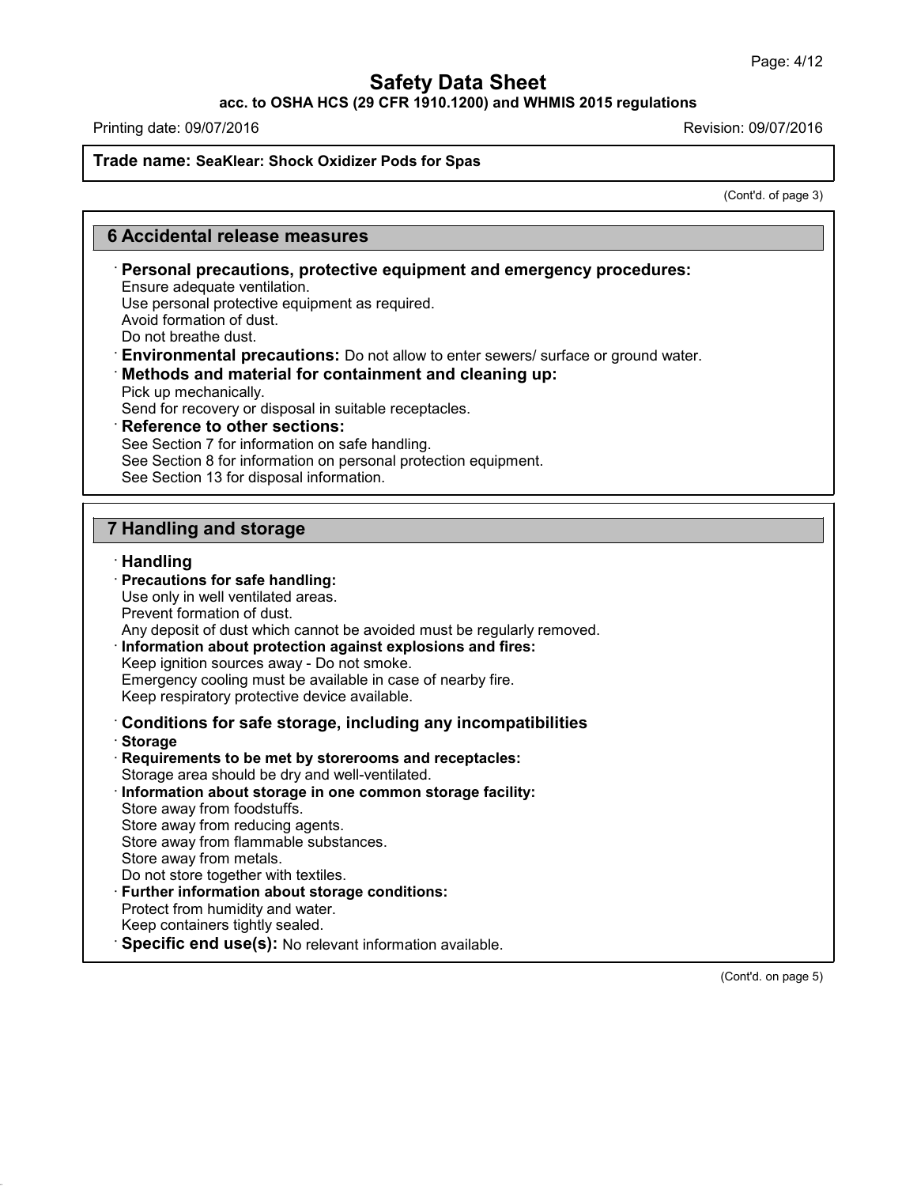(Cont'd. of page 3)

## 6 Accidental release measures

· **Personal precautions, protective equipment and emergency procedures:**
Ensure adequate ventilation.
Use personal protective equipment as required.
Avoid formation of dust.
Do not breathe dust.

· **Environmental precautions:** Do not allow to enter sewers/ surface or ground water.

· **Methods and material for containment and cleaning up:**
Pick up mechanically.
Send for recovery or disposal in suitable receptacles.

· **Reference to other sections:**
See Section 7 for information on safe handling.
See Section 8 for information on personal protection equipment.
See Section 13 for disposal information.

## 7 Handling and storage

· **Handling**

· **Precautions for safe handling:**
Use only in well ventilated areas.
Prevent formation of dust.
Any deposit of dust which cannot be avoided must be regularly removed.

· **Information about protection against explosions and fires:**
Keep ignition sources away - Do not smoke.
Emergency cooling must be available in case of nearby fire.
Keep respiratory protective device available.

· **Conditions for safe storage, including any incompatibilities**

· **Storage**

· **Requirements to be met by storerooms and receptacles:**
Storage area should be dry and well-ventilated.

· **Information about storage in one common storage facility:**
Store away from foodstuffs.
Store away from reducing agents.
Store away from flammable substances.
Store away from metals.
Do not store together with textiles.

· **Further information about storage conditions:**
Protect from humidity and water.
Keep containers tightly sealed.

· **Specific end use(s):** No relevant information available.

(Cont'd. on page 5)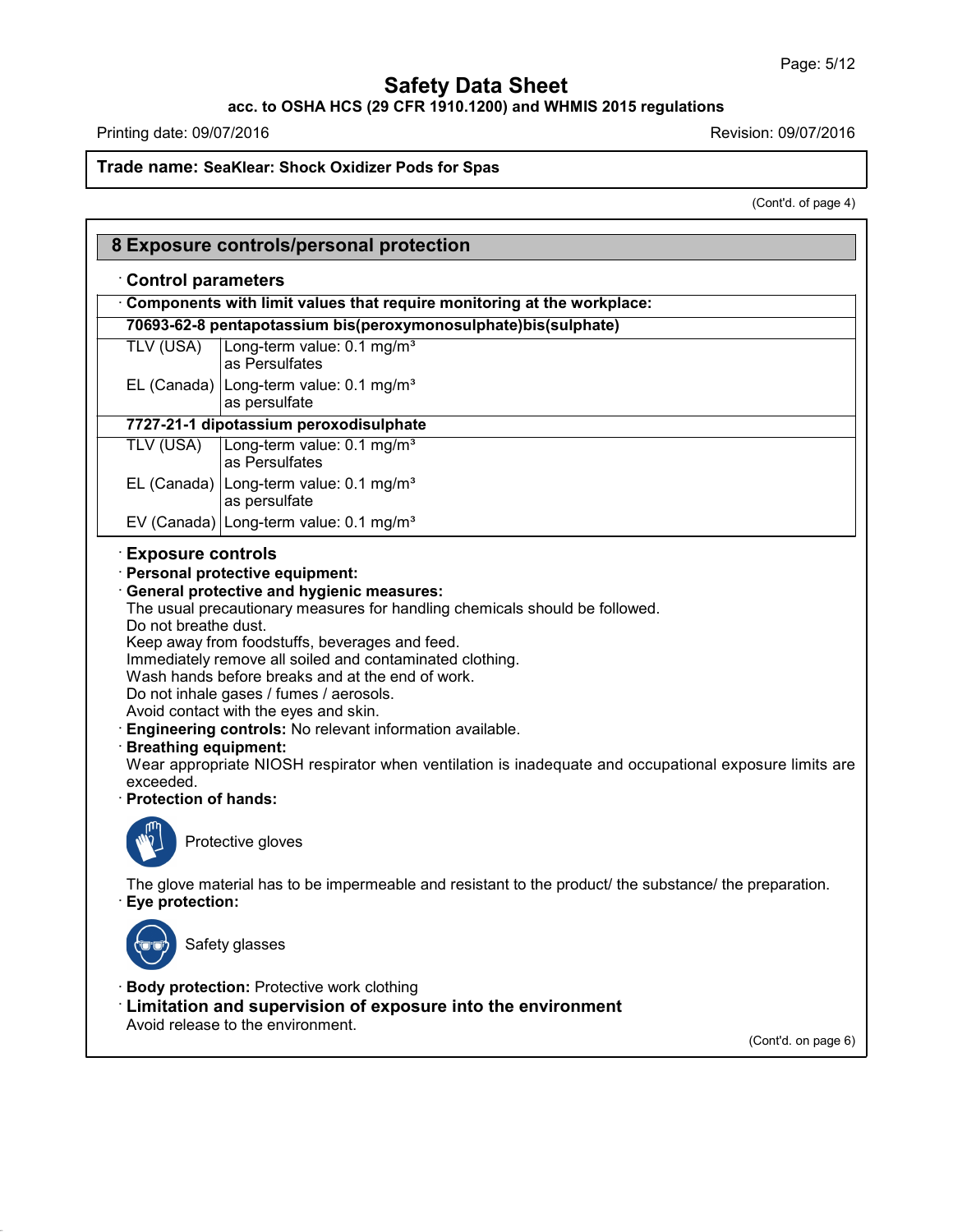Trade name: **SeaKlear: Shock Oxidizer Pods for Spas**

(Cont'd. of page 4)

## 8 Exposure controls/personal protection

### · Control parameters

· **Components with limit values that require monitoring at the workplace:**

| **70693-62-8 pentapotassium bis(peroxymonosulphate)bis(sulphate)** | |
|---|---|
| TLV (USA) | Long-term value: 0.1 mg/m³ as Persulfates |
| EL (Canada) | Long-term value: 0.1 mg/m³ as persulfate |
| **7727-21-1 dipotassium peroxodisulphate** | |
| TLV (USA) | Long-term value: 0.1 mg/m³ as Persulfates |
| EL (Canada) | Long-term value: 0.1 mg/m³ as persulfate |
| EV (Canada) | Long-term value: 0.1 mg/m³ |

### · Exposure controls

· **Personal protective equipment:**

· **General protective and hygienic measures:**

The usual precautionary measures for handling chemicals should be followed.
Do not breathe dust.
Keep away from foodstuffs, beverages and feed.
Immediately remove all soiled and contaminated clothing.
Wash hands before breaks and at the end of work.
Do not inhale gases / fumes / aerosols.
Avoid contact with the eyes and skin.

· **Engineering controls:** No relevant information available.

· **Breathing equipment:**

Wear appropriate NIOSH respirator when ventilation is inadequate and occupational exposure limits are exceeded.

· **Protection of hands:**

Protective gloves

The glove material has to be impermeable and resistant to the product/ the substance/ the preparation.

· **Eye protection:**

Safety glasses

· **Body protection:** Protective work clothing

### · Limitation and supervision of exposure into the environment

Avoid release to the environment.

(Cont'd. on page 6)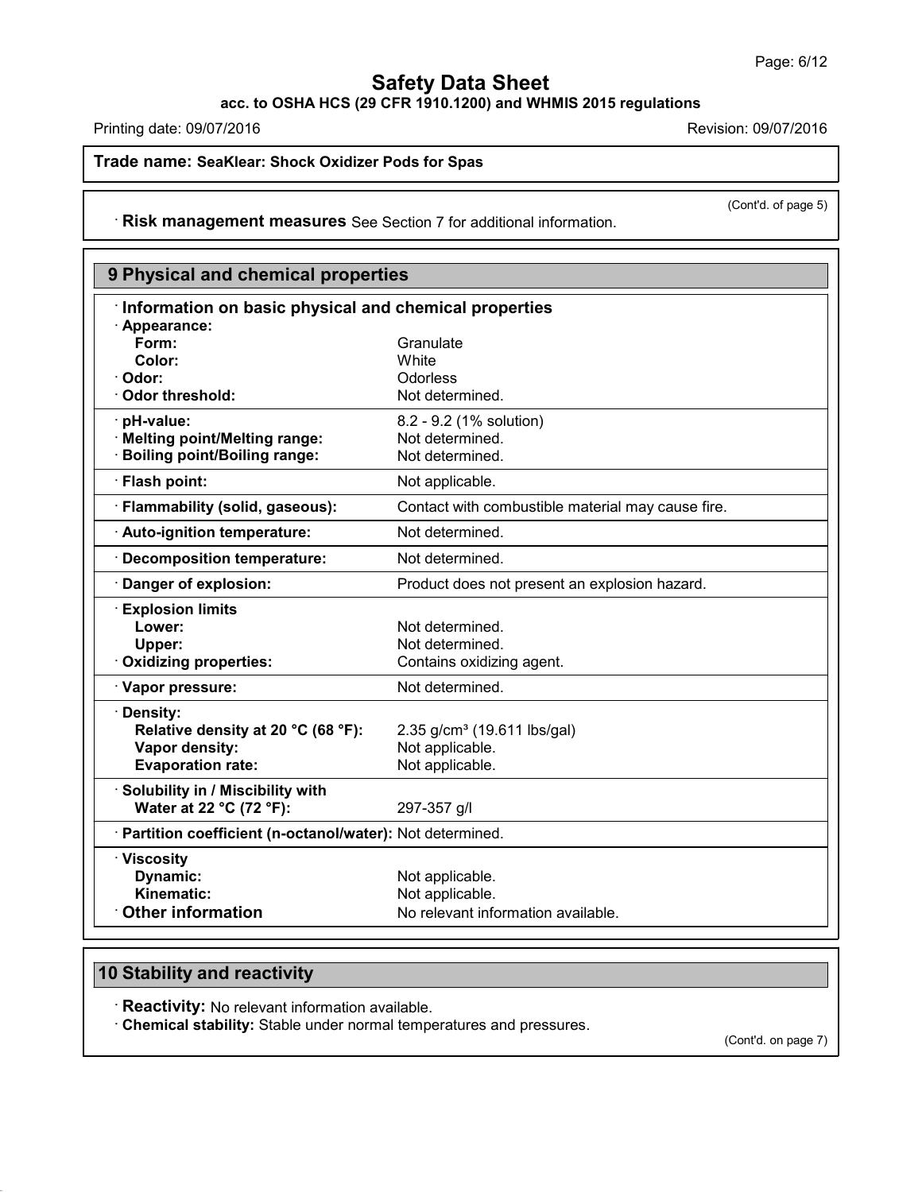**Trade name: SeaKlear: Shock Oxidizer Pods for Spas**

(Cont'd. of page 5)

· **Risk management measures** See Section 7 for additional information.

## 9 Physical and chemical properties

· **Information on basic physical and chemical properties**

| | |
|---|---|
| · **Appearance:** | |
| **Form:** | Granulate |
| **Color:** | White |
| · **Odor:** | Odorless |
| · **Odor threshold:** | Not determined. |
| · **pH-value:** | 8.2 - 9.2 (1% solution) |
| · **Melting point/Melting range:** | Not determined. |
| · **Boiling point/Boiling range:** | Not determined. |
| · **Flash point:** | Not applicable. |
| · **Flammability (solid, gaseous):** | Contact with combustible material may cause fire. |
| · **Auto-ignition temperature:** | Not determined. |
| · **Decomposition temperature:** | Not determined. |
| · **Danger of explosion:** | Product does not present an explosion hazard. |
| · **Explosion limits** | |
| **Lower:** | Not determined. |
| **Upper:** | Not determined. |
| · **Oxidizing properties:** | Contains oxidizing agent. |
| · **Vapor pressure:** | Not determined. |
| · **Density:** | |
| **Relative density at 20 °C (68 °F):** | 2.35 g/cm³ (19.611 lbs/gal) |
| **Vapor density:** | Not applicable. |
| **Evaporation rate:** | Not applicable. |
| · **Solubility in / Miscibility with** | |
| **Water at 22 °C (72 °F):** | 297-357 g/l |
| · **Partition coefficient (n-octanol/water):** | Not determined. |
| · **Viscosity** | |
| **Dynamic:** | Not applicable. |
| **Kinematic:** | Not applicable. |
| · **Other information** | No relevant information available. |

## 10 Stability and reactivity

· **Reactivity:** No relevant information available.

· **Chemical stability:** Stable under normal temperatures and pressures.

(Cont'd. on page 7)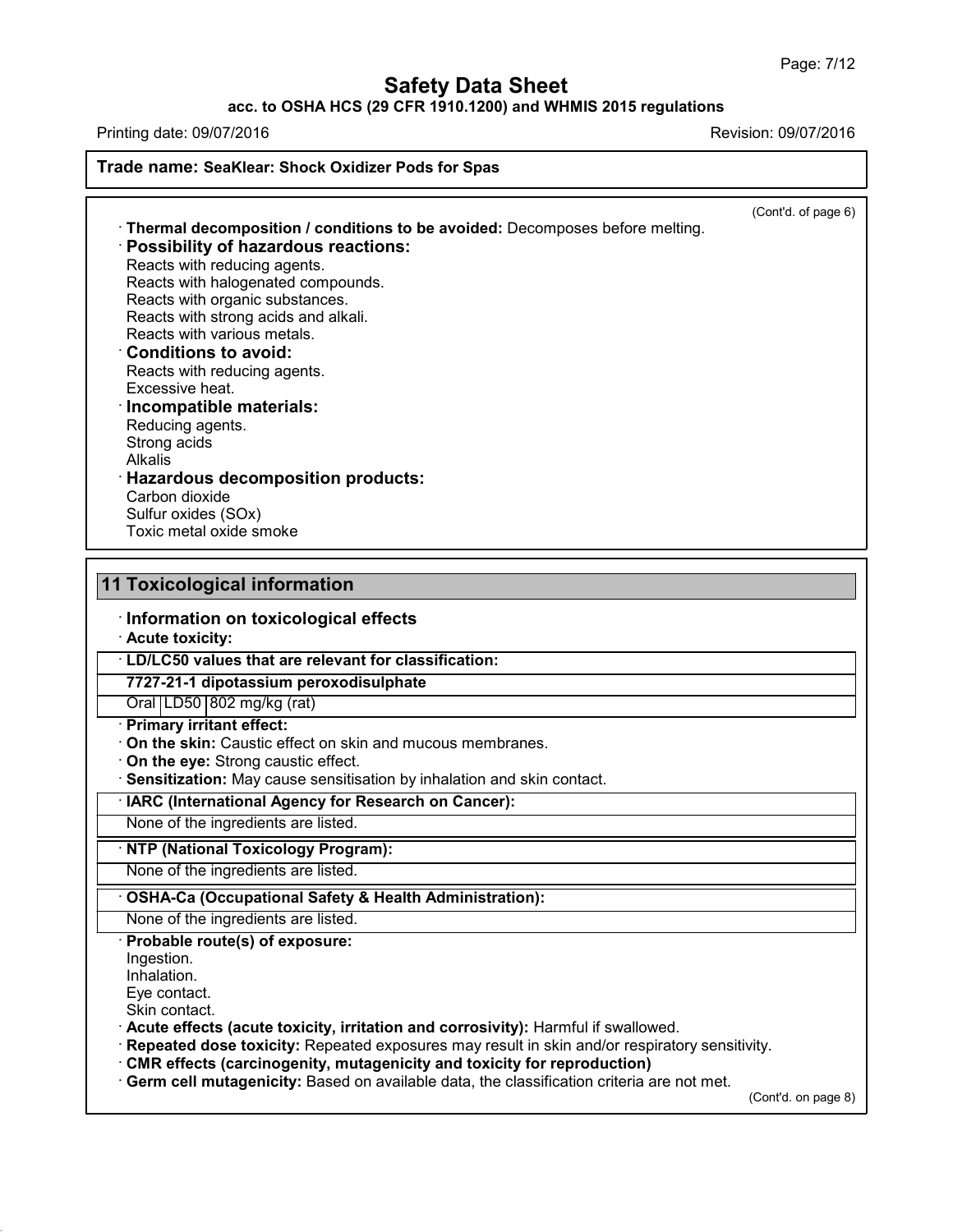(Cont'd. of page 6)

· **Thermal decomposition / conditions to be avoided:** Decomposes before melting.

· **Possibility of hazardous reactions:**
Reacts with reducing agents.
Reacts with halogenated compounds.
Reacts with organic substances.
Reacts with strong acids and alkali.
Reacts with various metals.

· **Conditions to avoid:**
Reacts with reducing agents.
Excessive heat.

· **Incompatible materials:**
Reducing agents.
Strong acids
Alkalis

· **Hazardous decomposition products:**
Carbon dioxide
Sulfur oxides (SOx)
Toxic metal oxide smoke

## 11 Toxicological information

· **Information on toxicological effects**

· **Acute toxicity:**

| · **LD/LC50 values that are relevant for classification:** | | |
|---|---|---|
| **7727-21-1 dipotassium peroxodisulphate** | | |
| Oral | LD50 | 802 mg/kg (rat) |

· **Primary irritant effect:**

· **On the skin:** Caustic effect on skin and mucous membranes.

· **On the eye:** Strong caustic effect.

· **Sensitization:** May cause sensitisation by inhalation and skin contact.

| · **IARC (International Agency for Research on Cancer):** |
|---|
| None of the ingredients are listed. |

| · **NTP (National Toxicology Program):** |
|---|
| None of the ingredients are listed. |

| · **OSHA-Ca (Occupational Safety & Health Administration):** |
|---|
| None of the ingredients are listed. |

· **Probable route(s) of exposure:**
Ingestion.
Inhalation.
Eye contact.
Skin contact.

· **Acute effects (acute toxicity, irritation and corrosivity):** Harmful if swallowed.

· **Repeated dose toxicity:** Repeated exposures may result in skin and/or respiratory sensitivity.

· **CMR effects (carcinogenity, mutagenicity and toxicity for reproduction)**

· **Germ cell mutagenicity:** Based on available data, the classification criteria are not met.

(Cont'd. on page 8)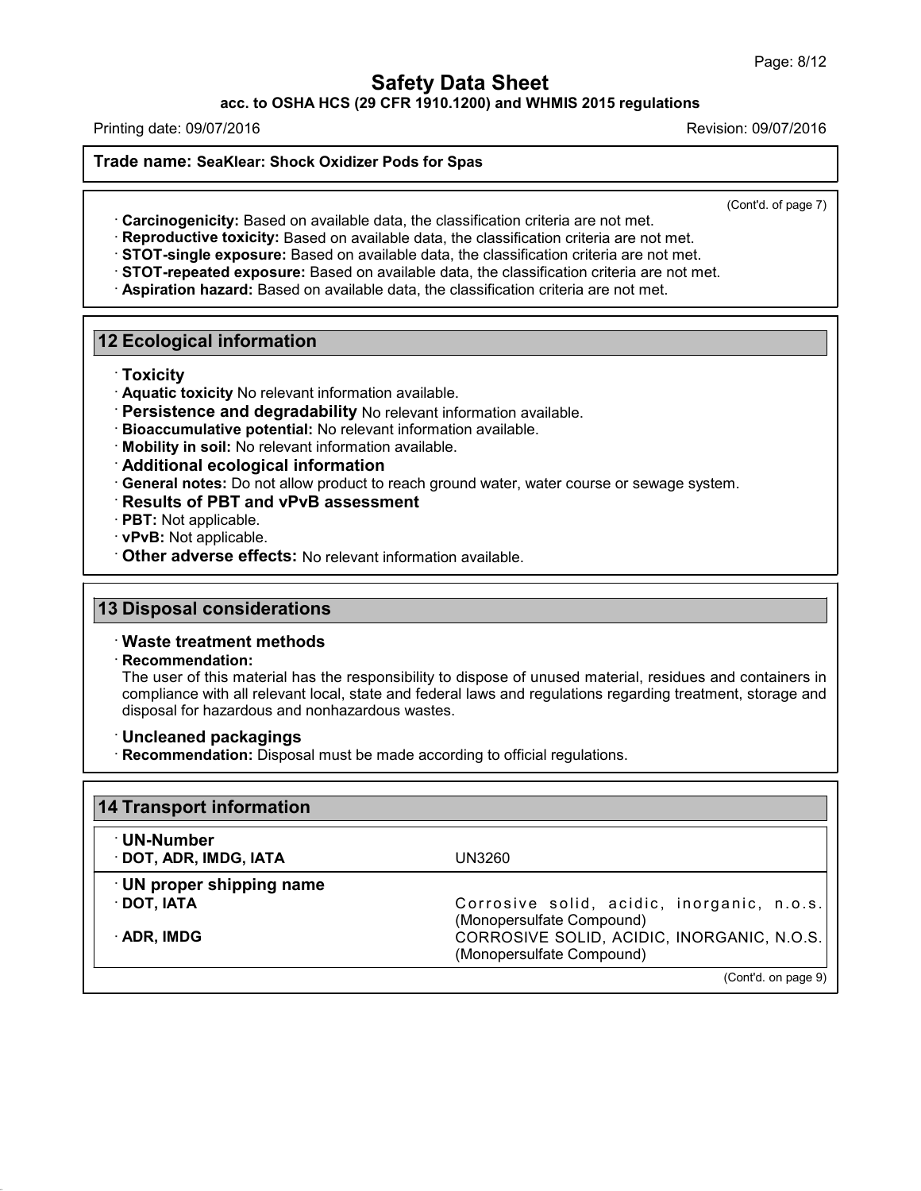(Cont'd. of page 7)

- **Carcinogenicity:** Based on available data, the classification criteria are not met.
- **Reproductive toxicity:** Based on available data, the classification criteria are not met.
- **STOT-single exposure:** Based on available data, the classification criteria are not met.
- **STOT-repeated exposure:** Based on available data, the classification criteria are not met.
- **Aspiration hazard:** Based on available data, the classification criteria are not met.

## 12 Ecological information

- **Toxicity**
- **Aquatic toxicity** No relevant information available.
- **Persistence and degradability** No relevant information available.
- **Bioaccumulative potential:** No relevant information available.
- **Mobility in soil:** No relevant information available.
- **Additional ecological information**
- **General notes:** Do not allow product to reach ground water, water course or sewage system.
- **Results of PBT and vPvB assessment**
- **PBT:** Not applicable.
- **vPvB:** Not applicable.
- **Other adverse effects:** No relevant information available.

## 13 Disposal considerations

- **Waste treatment methods**
- **Recommendation:**
  The user of this material has the responsibility to dispose of unused material, residues and containers in compliance with all relevant local, state and federal laws and regulations regarding treatment, storage and disposal for hazardous and nonhazardous wastes.
- **Uncleaned packagings**
- **Recommendation:** Disposal must be made according to official regulations.

## 14 Transport information

| | |
|---|---|
| **UN-Number** | |
| **DOT, ADR, IMDG, IATA** | UN3260 |
| **UN proper shipping name** | |
| **DOT, IATA** | Corrosive solid, acidic, inorganic, n.o.s. (Monopersulfate Compound) |
| **ADR, IMDG** | CORROSIVE SOLID, ACIDIC, INORGANIC, N.O.S. (Monopersulfate Compound) |

(Cont'd. on page 9)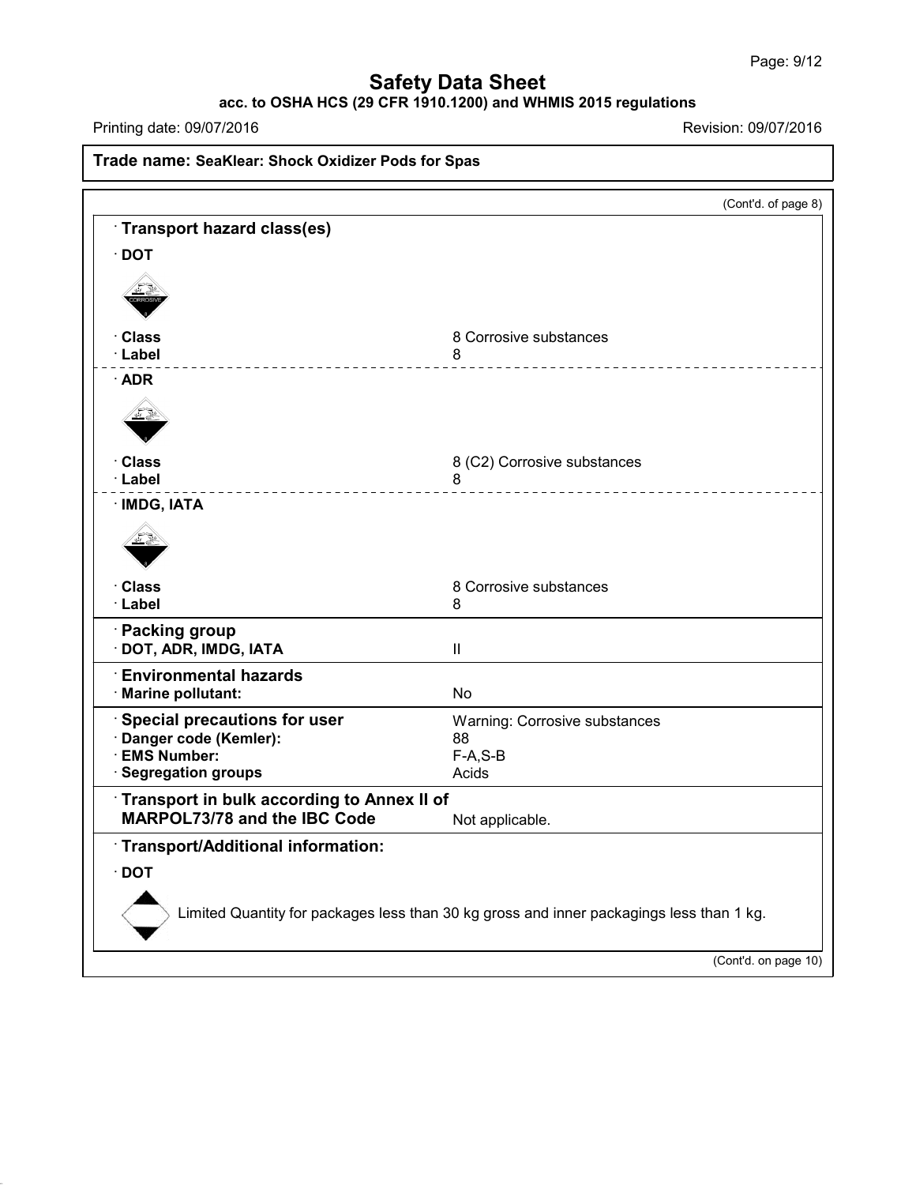**Safety Data Sheet**
**acc. to OSHA HCS (29 CFR 1910.1200) and WHMIS 2015 regulations**

Printing date: 09/07/2016 Revision: 09/07/2016

**Trade name: SeaKlear: Shock Oxidizer Pods for Spas**

(Cont'd. of page 8)

## · Transport hazard class(es)

**· DOT**

| | |
|---|---|
| **· Class** | 8 Corrosive substances |
| **· Label** | 8 |

**· ADR**

| | |
|---|---|
| **· Class** | 8 (C2) Corrosive substances |
| **· Label** | 8 |

**· IMDG, IATA**

| | |
|---|---|
| **· Class** | 8 Corrosive substances |
| **· Label** | 8 |

## · Packing group

| | |
|---|---|
| **· DOT, ADR, IMDG, IATA** | II |

## · Environmental hazards

| | |
|---|---|
| **· Marine pollutant:** | No |

## · Special precautions for user

| | |
|---|---|
| **· Special precautions for user** | Warning: Corrosive substances |
| **· Danger code (Kemler):** | 88 |
| **· EMS Number:** | F-A,S-B |
| **· Segregation groups** | Acids |

## · Transport in bulk according to Annex II of MARPOL73/78 and the IBC Code

Not applicable.

## · Transport/Additional information:

**· DOT**

Limited Quantity for packages less than 30 kg gross and inner packagings less than 1 kg.

(Cont'd. on page 10)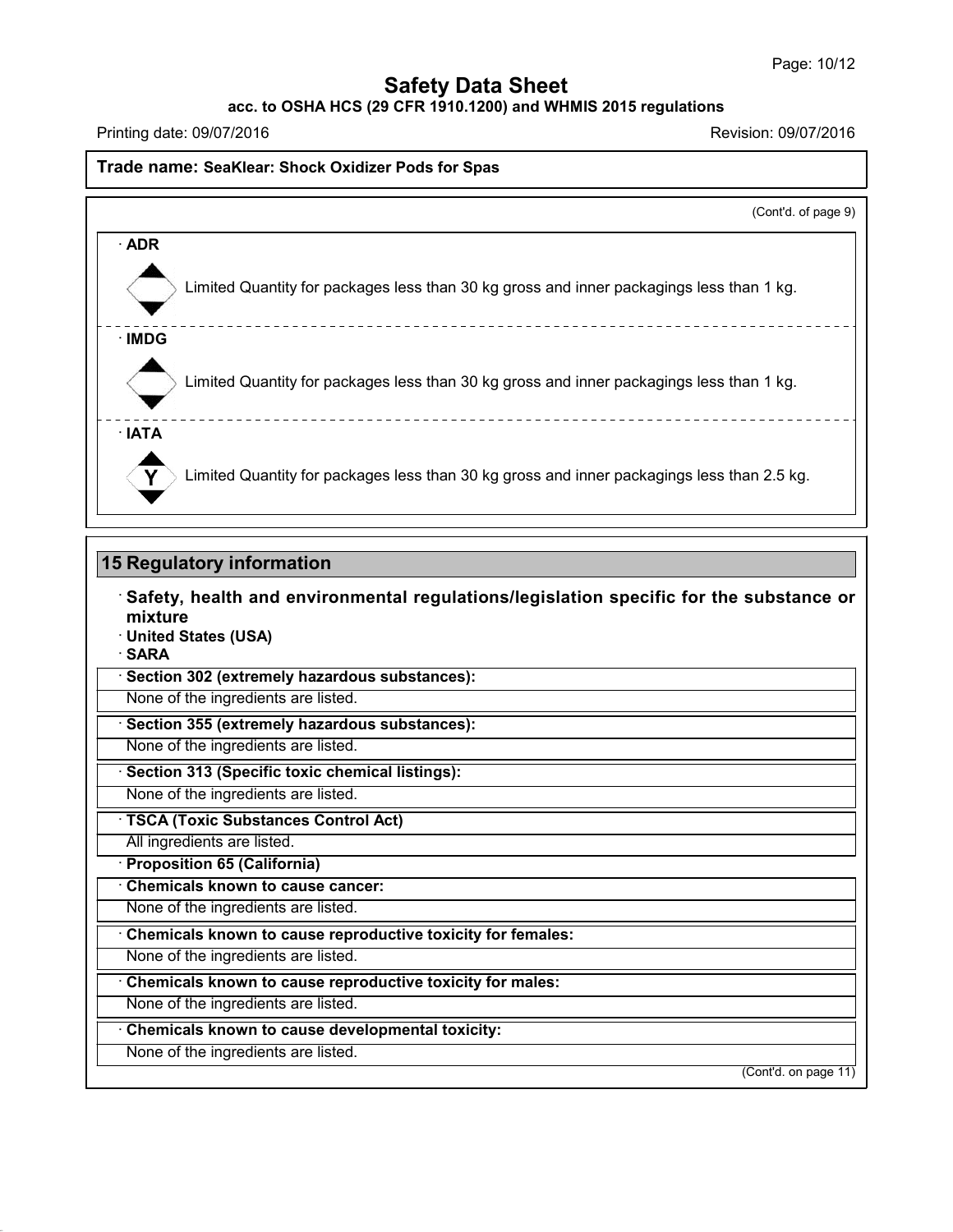(Cont'd. of page 9)

· **ADR**

Limited Quantity for packages less than 30 kg gross and inner packagings less than 1 kg.

· **IMDG**

Limited Quantity for packages less than 30 kg gross and inner packagings less than 1 kg.

· **IATA**

Y

Limited Quantity for packages less than 30 kg gross and inner packagings less than 2.5 kg.

## 15 Regulatory information

· **Safety, health and environmental regulations/legislation specific for the substance or mixture**

· **United States (USA)**

· **SARA**

· **Section 302 (extremely hazardous substances):**

None of the ingredients are listed.

· **Section 355 (extremely hazardous substances):**

None of the ingredients are listed.

· **Section 313 (Specific toxic chemical listings):**

None of the ingredients are listed.

· **TSCA (Toxic Substances Control Act)**

All ingredients are listed.

· **Proposition 65 (California)**

· **Chemicals known to cause cancer:**

None of the ingredients are listed.

· **Chemicals known to cause reproductive toxicity for females:**

None of the ingredients are listed.

· **Chemicals known to cause reproductive toxicity for males:**

None of the ingredients are listed.

· **Chemicals known to cause developmental toxicity:**

None of the ingredients are listed.

(Cont'd. on page 11)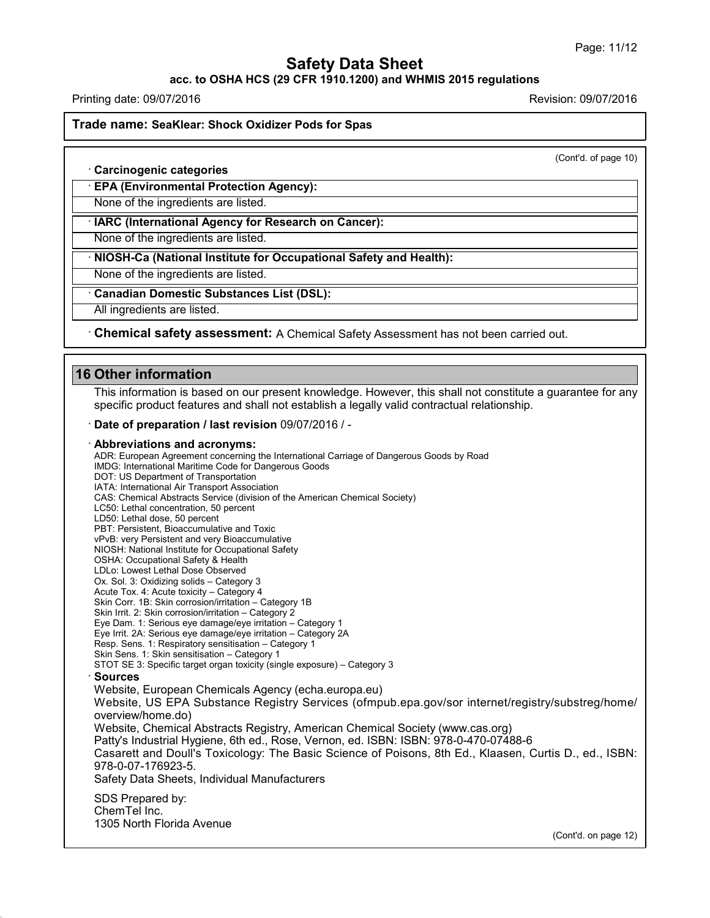**Trade name: SeaKlear: Shock Oxidizer Pods for Spas**

(Cont'd. of page 10)

· **Carcinogenic categories**

· **EPA (Environmental Protection Agency):**

None of the ingredients are listed.

· **IARC (International Agency for Research on Cancer):**

None of the ingredients are listed.

· **NIOSH-Ca (National Institute for Occupational Safety and Health):**

None of the ingredients are listed.

· **Canadian Domestic Substances List (DSL):**

All ingredients are listed.

· **Chemical safety assessment:** A Chemical Safety Assessment has not been carried out.

## 16 Other information

This information is based on our present knowledge. However, this shall not constitute a guarantee for any specific product features and shall not establish a legally valid contractual relationship.

· **Date of preparation / last revision** 09/07/2016 / -

· **Abbreviations and acronyms:**

ADR: European Agreement concerning the International Carriage of Dangerous Goods by Road
IMDG: International Maritime Code for Dangerous Goods
DOT: US Department of Transportation
IATA: International Air Transport Association
CAS: Chemical Abstracts Service (division of the American Chemical Society)
LC50: Lethal concentration, 50 percent
LD50: Lethal dose, 50 percent
PBT: Persistent, Bioaccumulative and Toxic
vPvB: very Persistent and very Bioaccumulative
NIOSH: National Institute for Occupational Safety
OSHA: Occupational Safety & Health
LDLo: Lowest Lethal Dose Observed
Ox. Sol. 3: Oxidizing solids – Category 3
Acute Tox. 4: Acute toxicity – Category 4
Skin Corr. 1B: Skin corrosion/irritation – Category 1B
Skin Irrit. 2: Skin corrosion/irritation – Category 2
Eye Dam. 1: Serious eye damage/eye irritation – Category 1
Eye Irrit. 2A: Serious eye damage/eye irritation – Category 2A
Resp. Sens. 1: Respiratory sensitisation – Category 1
Skin Sens. 1: Skin sensitisation – Category 1
STOT SE 3: Specific target organ toxicity (single exposure) – Category 3

· **Sources**

Website, European Chemicals Agency (echa.europa.eu)
Website, US EPA Substance Registry Services (ofmpub.epa.gov/sor internet/registry/substreg/home/overview/home.do)
Website, Chemical Abstracts Registry, American Chemical Society (www.cas.org)
Patty's Industrial Hygiene, 6th ed., Rose, Vernon, ed. ISBN: ISBN: 978-0-470-07488-6
Casarett and Doull's Toxicology: The Basic Science of Poisons, 8th Ed., Klaasen, Curtis D., ed., ISBN: 978-0-07-176923-5.
Safety Data Sheets, Individual Manufacturers

SDS Prepared by:
ChemTel Inc.
1305 North Florida Avenue

(Cont'd. on page 12)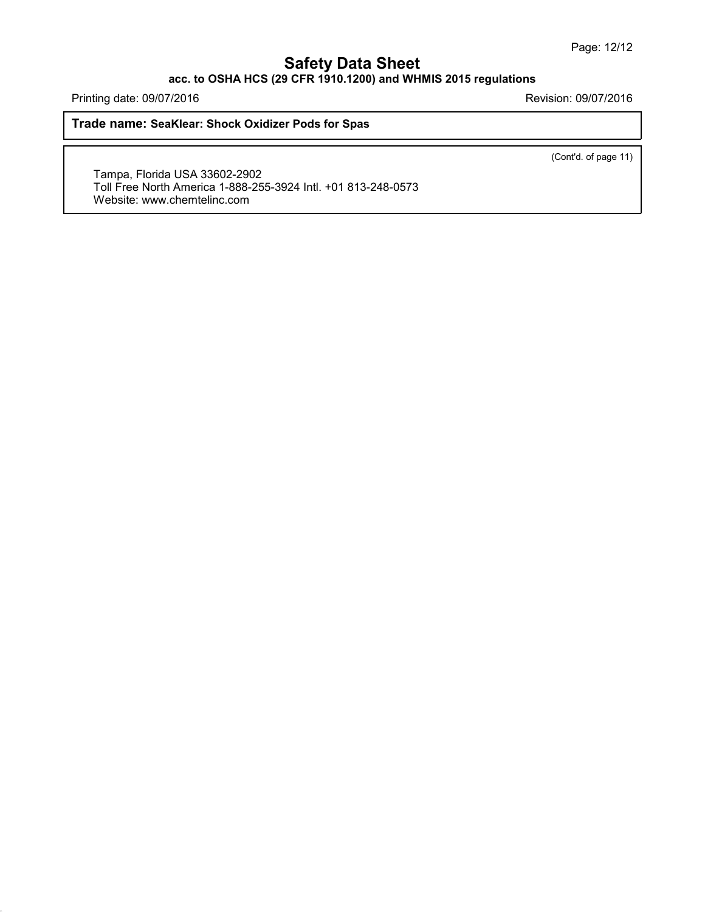Tampa, Florida USA 33602-2902
Toll Free North America 1-888-255-3924 Intl. +01 813-248-0573
Website: www.chemtelinc.com